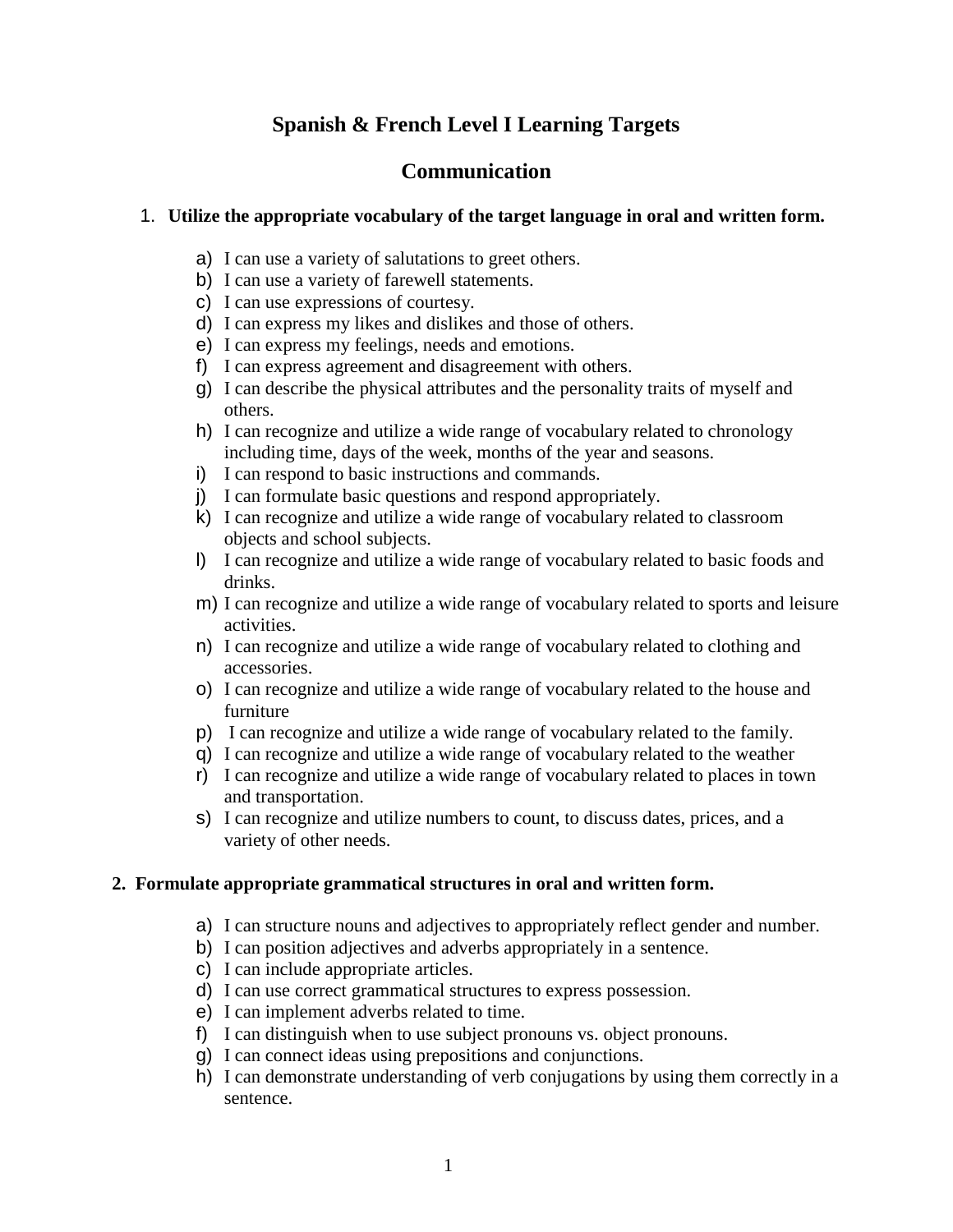# Spanish & French Level I Learning Targets

## Communication

1. **Utilize the appropriate vocabulary of the target language in oral and written form.**

   a) I can use a variety of salutations to greet others.
   b) I can use a variety of farewell statements.
   c) I can use expressions of courtesy.
   d) I can express my likes and dislikes and those of others.
   e) I can express my feelings, needs and emotions.
   f) I can express agreement and disagreement with others.
   g) I can describe the physical attributes and the personality traits of myself and others.
   h) I can recognize and utilize a wide range of vocabulary related to chronology including time, days of the week, months of the year and seasons.
   i) I can respond to basic instructions and commands.
   j) I can formulate basic questions and respond appropriately.
   k) I can recognize and utilize a wide range of vocabulary related to classroom objects and school subjects.
   l) I can recognize and utilize a wide range of vocabulary related to basic foods and drinks.
   m) I can recognize and utilize a wide range of vocabulary related to sports and leisure activities.
   n) I can recognize and utilize a wide range of vocabulary related to clothing and accessories.
   o) I can recognize and utilize a wide range of vocabulary related to the house and furniture
   p) I can recognize and utilize a wide range of vocabulary related to the family.
   q) I can recognize and utilize a wide range of vocabulary related to the weather
   r) I can recognize and utilize a wide range of vocabulary related to places in town and transportation.
   s) I can recognize and utilize numbers to count, to discuss dates, prices, and a variety of other needs.

2. **Formulate appropriate grammatical structures in oral and written form.**

   a) I can structure nouns and adjectives to appropriately reflect gender and number.
   b) I can position adjectives and adverbs appropriately in a sentence.
   c) I can include appropriate articles.
   d) I can use correct grammatical structures to express possession.
   e) I can implement adverbs related to time.
   f) I can distinguish when to use subject pronouns vs. object pronouns.
   g) I can connect ideas using prepositions and conjunctions.
   h) I can demonstrate understanding of verb conjugations by using them correctly in a sentence.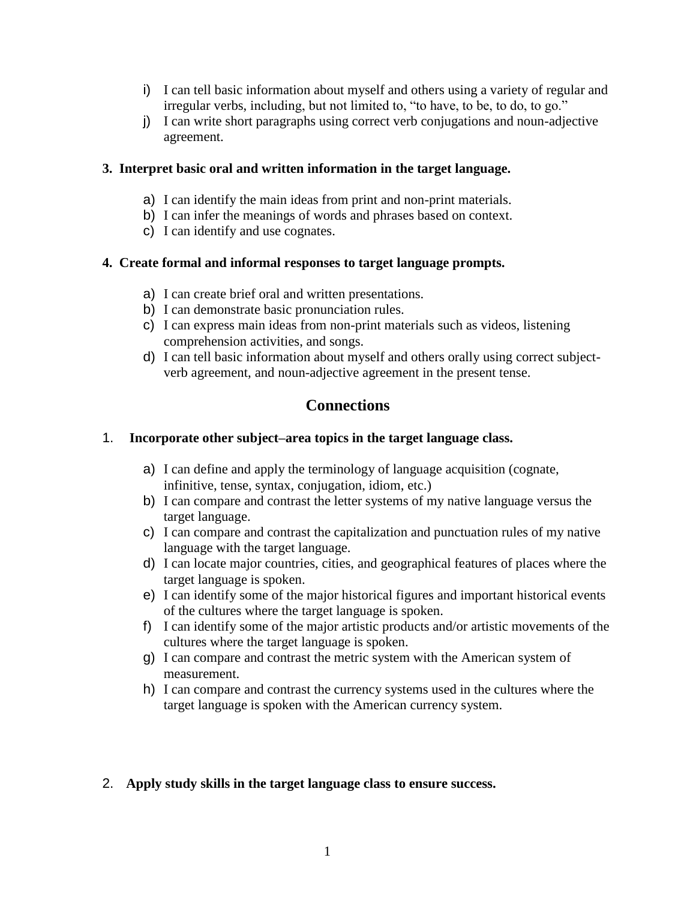i) I can tell basic information about myself and others using a variety of regular and irregular verbs, including, but not limited to, “to have, to be, to do, to go.”
j) I can write short paragraphs using correct verb conjugations and noun-adjective agreement.

**3. Interpret basic oral and written information in the target language.**

a) I can identify the main ideas from print and non-print materials.
b) I can infer the meanings of words and phrases based on context.
c) I can identify and use cognates.

**4. Create formal and informal responses to target language prompts.**

a) I can create brief oral and written presentations.
b) I can demonstrate basic pronunciation rules.
c) I can express main ideas from non-print materials such as videos, listening comprehension activities, and songs.
d) I can tell basic information about myself and others orally using correct subject-verb agreement, and noun-adjective agreement in the present tense.

## Connections

1. **Incorporate other subject–area topics in the target language class.**

a) I can define and apply the terminology of language acquisition (cognate, infinitive, tense, syntax, conjugation, idiom, etc.)
b) I can compare and contrast the letter systems of my native language versus the target language.
c) I can compare and contrast the capitalization and punctuation rules of my native language with the target language.
d) I can locate major countries, cities, and geographical features of places where the target language is spoken.
e) I can identify some of the major historical figures and important historical events of the cultures where the target language is spoken.
f) I can identify some of the major artistic products and/or artistic movements of the cultures where the target language is spoken.
g) I can compare and contrast the metric system with the American system of measurement.
h) I can compare and contrast the currency systems used in the cultures where the target language is spoken with the American currency system.

2. **Apply study skills in the target language class to ensure success.**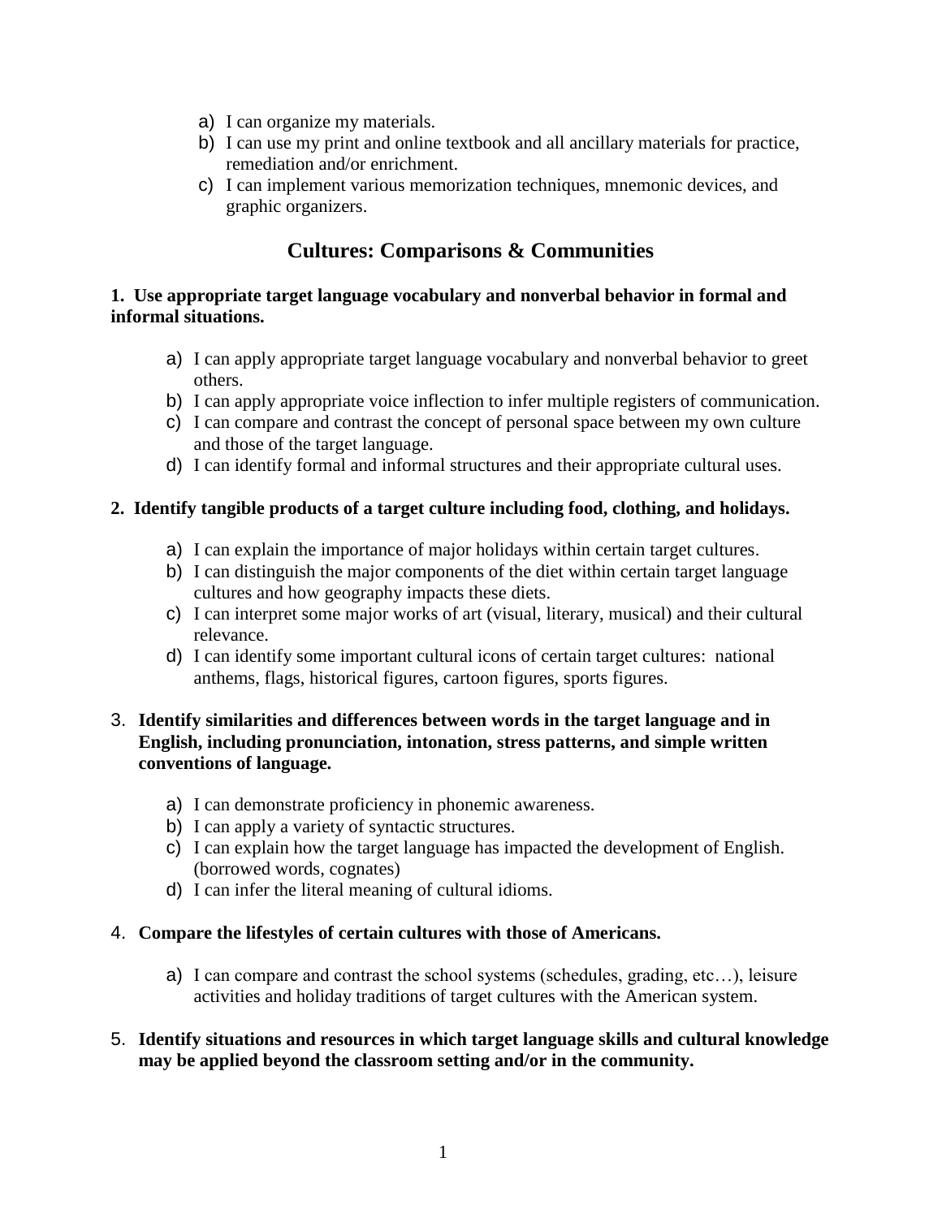a) I can organize my materials.
b) I can use my print and online textbook and all ancillary materials for practice, remediation and/or enrichment.
c) I can implement various memorization techniques, mnemonic devices, and graphic organizers.

## Cultures: Comparisons & Communities

**1. Use appropriate target language vocabulary and nonverbal behavior in formal and informal situations.**

a) I can apply appropriate target language vocabulary and nonverbal behavior to greet others.
b) I can apply appropriate voice inflection to infer multiple registers of communication.
c) I can compare and contrast the concept of personal space between my own culture and those of the target language.
d) I can identify formal and informal structures and their appropriate cultural uses.

**2. Identify tangible products of a target culture including food, clothing, and holidays.**

a) I can explain the importance of major holidays within certain target cultures.
b) I can distinguish the major components of the diet within certain target language cultures and how geography impacts these diets.
c) I can interpret some major works of art (visual, literary, musical) and their cultural relevance.
d) I can identify some important cultural icons of certain target cultures: national anthems, flags, historical figures, cartoon figures, sports figures.

**3. Identify similarities and differences between words in the target language and in English, including pronunciation, intonation, stress patterns, and simple written conventions of language.**

a) I can demonstrate proficiency in phonemic awareness.
b) I can apply a variety of syntactic structures.
c) I can explain how the target language has impacted the development of English. (borrowed words, cognates)
d) I can infer the literal meaning of cultural idioms.

**4. Compare the lifestyles of certain cultures with those of Americans.**

a) I can compare and contrast the school systems (schedules, grading, etc…), leisure activities and holiday traditions of target cultures with the American system.

**5. Identify situations and resources in which target language skills and cultural knowledge may be applied beyond the classroom setting and/or in the community.**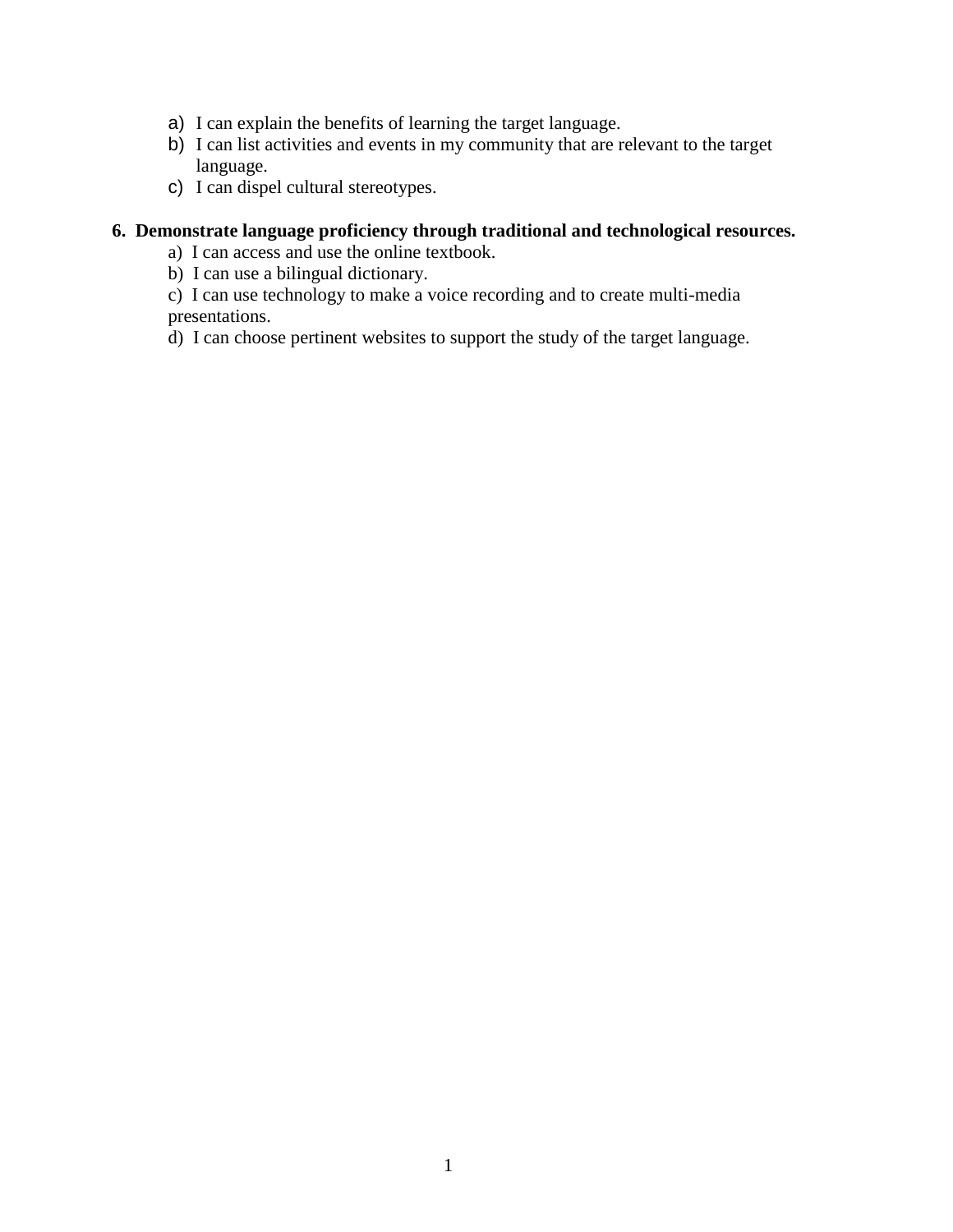a) I can explain the benefits of learning the target language.
b) I can list activities and events in my community that are relevant to the target language.
c) I can dispel cultural stereotypes.

**6. Demonstrate language proficiency through traditional and technological resources.**

a) I can access and use the online textbook.
b) I can use a bilingual dictionary.
c) I can use technology to make a voice recording and to create multi-media presentations.
d) I can choose pertinent websites to support the study of the target language.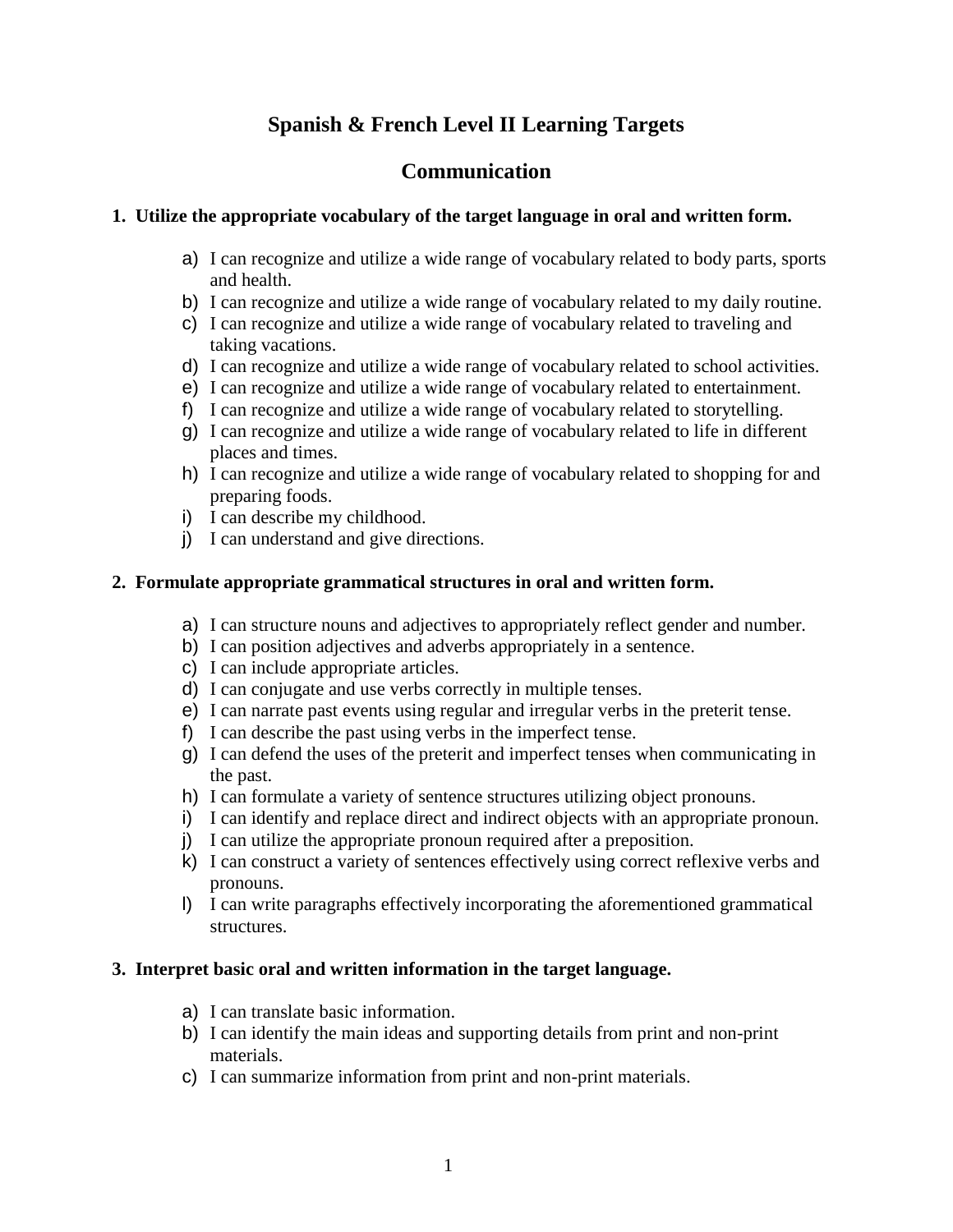# Spanish & French Level II Learning Targets

## Communication

**1. Utilize the appropriate vocabulary of the target language in oral and written form.**

a) I can recognize and utilize a wide range of vocabulary related to body parts, sports and health.
b) I can recognize and utilize a wide range of vocabulary related to my daily routine.
c) I can recognize and utilize a wide range of vocabulary related to traveling and taking vacations.
d) I can recognize and utilize a wide range of vocabulary related to school activities.
e) I can recognize and utilize a wide range of vocabulary related to entertainment.
f) I can recognize and utilize a wide range of vocabulary related to storytelling.
g) I can recognize and utilize a wide range of vocabulary related to life in different places and times.
h) I can recognize and utilize a wide range of vocabulary related to shopping for and preparing foods.
i) I can describe my childhood.
j) I can understand and give directions.

**2. Formulate appropriate grammatical structures in oral and written form.**

a) I can structure nouns and adjectives to appropriately reflect gender and number.
b) I can position adjectives and adverbs appropriately in a sentence.
c) I can include appropriate articles.
d) I can conjugate and use verbs correctly in multiple tenses.
e) I can narrate past events using regular and irregular verbs in the preterit tense.
f) I can describe the past using verbs in the imperfect tense.
g) I can defend the uses of the preterit and imperfect tenses when communicating in the past.
h) I can formulate a variety of sentence structures utilizing object pronouns.
i) I can identify and replace direct and indirect objects with an appropriate pronoun.
j) I can utilize the appropriate pronoun required after a preposition.
k) I can construct a variety of sentences effectively using correct reflexive verbs and pronouns.
l) I can write paragraphs effectively incorporating the aforementioned grammatical structures.

**3. Interpret basic oral and written information in the target language.**

a) I can translate basic information.
b) I can identify the main ideas and supporting details from print and non-print materials.
c) I can summarize information from print and non-print materials.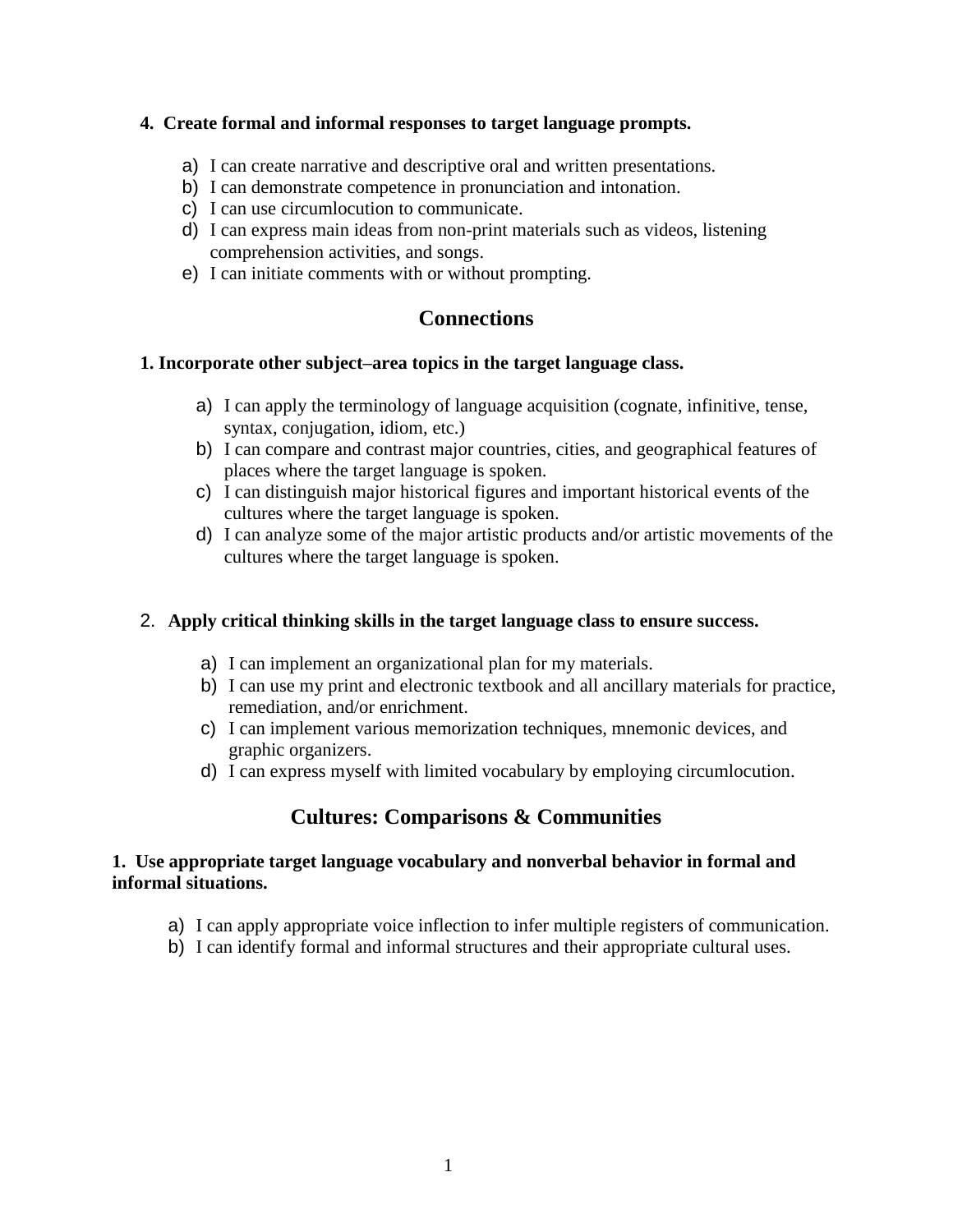**4. Create formal and informal responses to target language prompts.**

a) I can create narrative and descriptive oral and written presentations.
b) I can demonstrate competence in pronunciation and intonation.
c) I can use circumlocution to communicate.
d) I can express main ideas from non-print materials such as videos, listening comprehension activities, and songs.
e) I can initiate comments with or without prompting.

## Connections

**1. Incorporate other subject–area topics in the target language class.**

a) I can apply the terminology of language acquisition (cognate, infinitive, tense, syntax, conjugation, idiom, etc.)
b) I can compare and contrast major countries, cities, and geographical features of places where the target language is spoken.
c) I can distinguish major historical figures and important historical events of the cultures where the target language is spoken.
d) I can analyze some of the major artistic products and/or artistic movements of the cultures where the target language is spoken.

**2. Apply critical thinking skills in the target language class to ensure success.**

a) I can implement an organizational plan for my materials.
b) I can use my print and electronic textbook and all ancillary materials for practice, remediation, and/or enrichment.
c) I can implement various memorization techniques, mnemonic devices, and graphic organizers.
d) I can express myself with limited vocabulary by employing circumlocution.

## Cultures: Comparisons & Communities

**1. Use appropriate target language vocabulary and nonverbal behavior in formal and informal situations.**

a) I can apply appropriate voice inflection to infer multiple registers of communication.
b) I can identify formal and informal structures and their appropriate cultural uses.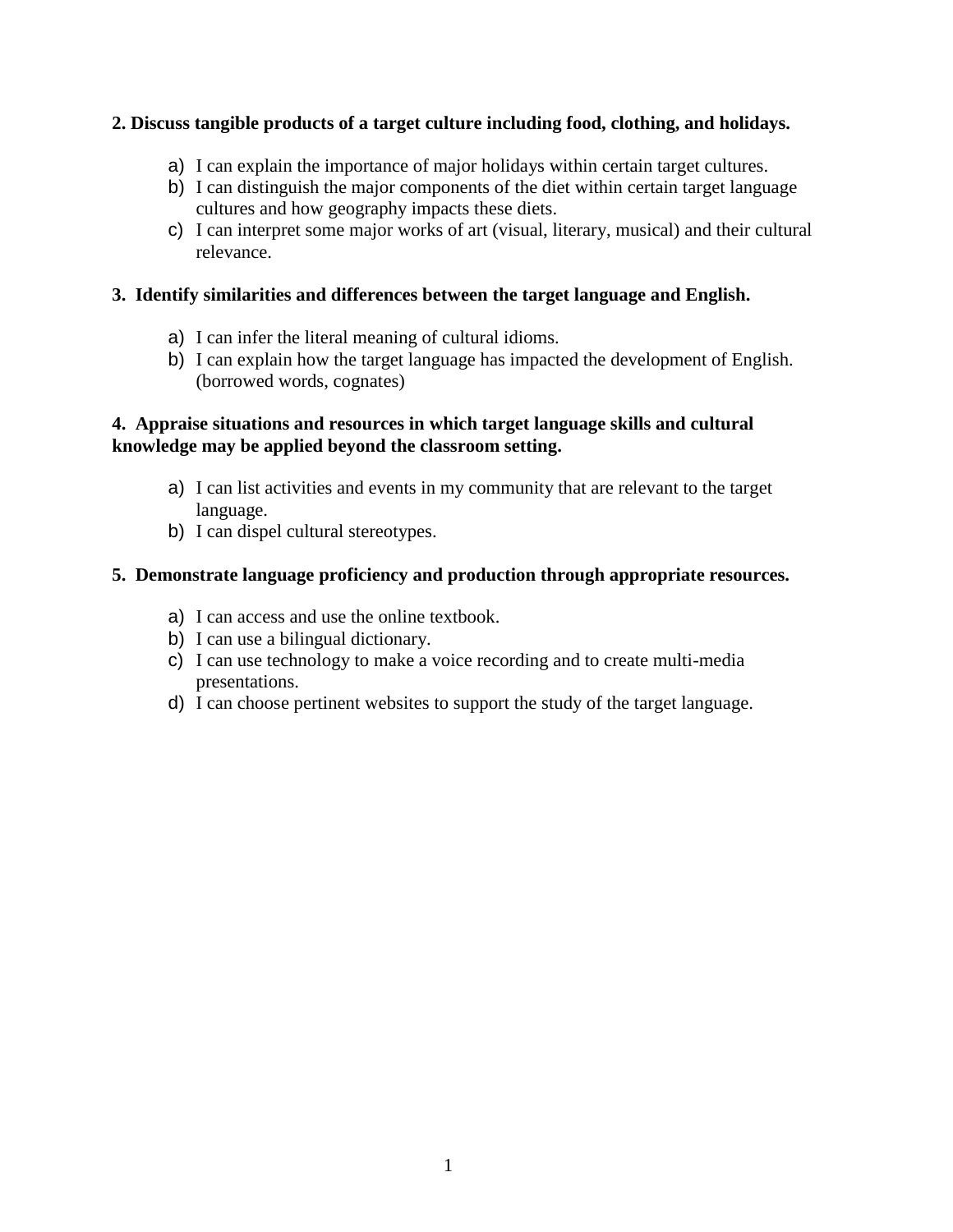**2. Discuss tangible products of a target culture including food, clothing, and holidays.**

a) I can explain the importance of major holidays within certain target cultures.
b) I can distinguish the major components of the diet within certain target language cultures and how geography impacts these diets.
c) I can interpret some major works of art (visual, literary, musical) and their cultural relevance.

**3. Identify similarities and differences between the target language and English.**

a) I can infer the literal meaning of cultural idioms.
b) I can explain how the target language has impacted the development of English. (borrowed words, cognates)

**4. Appraise situations and resources in which target language skills and cultural knowledge may be applied beyond the classroom setting.**

a) I can list activities and events in my community that are relevant to the target language.
b) I can dispel cultural stereotypes.

**5. Demonstrate language proficiency and production through appropriate resources.**

a) I can access and use the online textbook.
b) I can use a bilingual dictionary.
c) I can use technology to make a voice recording and to create multi-media presentations.
d) I can choose pertinent websites to support the study of the target language.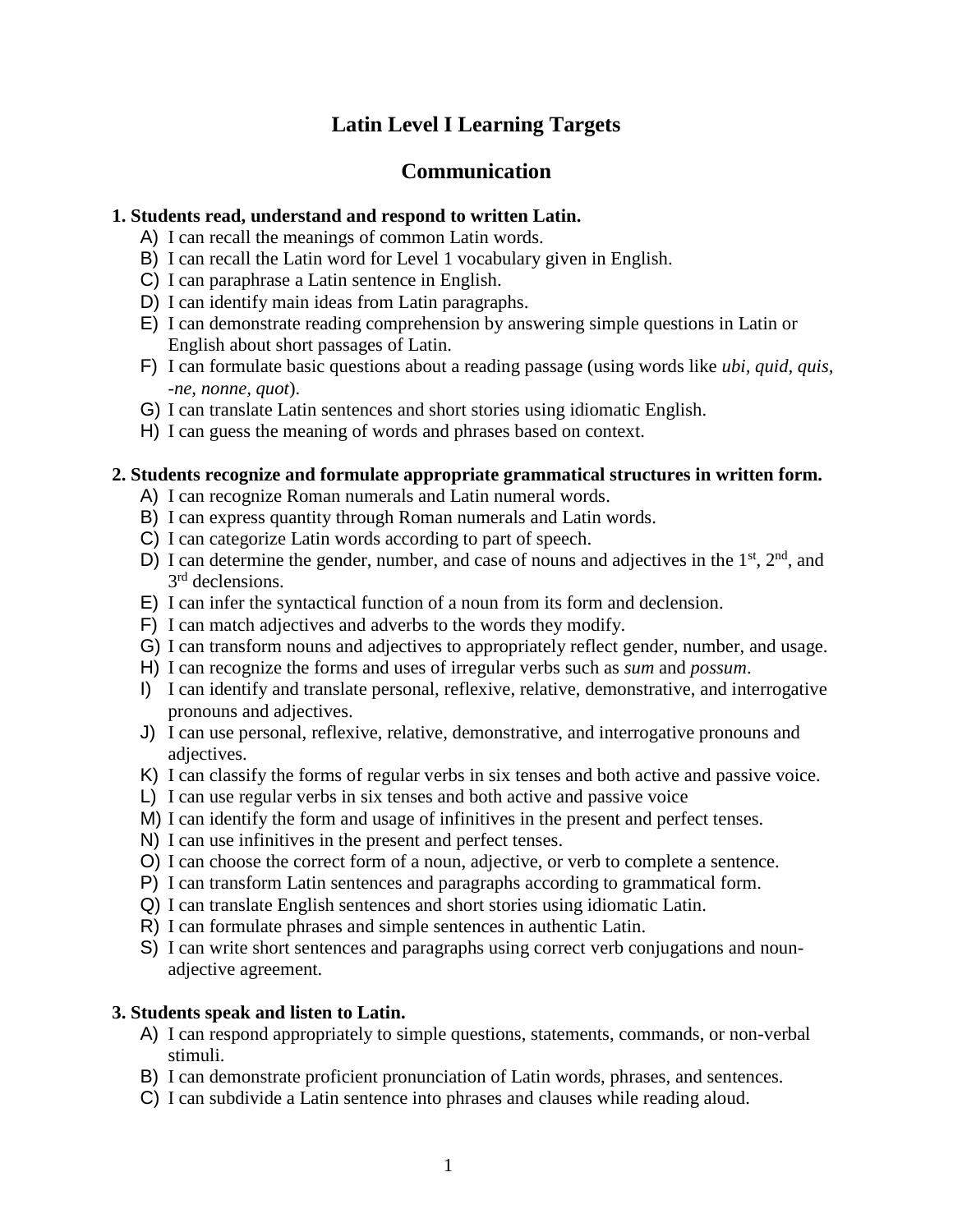# Latin Level I Learning Targets

## Communication

**1. Students read, understand and respond to written Latin.**

A) I can recall the meanings of common Latin words.
B) I can recall the Latin word for Level 1 vocabulary given in English.
C) I can paraphrase a Latin sentence in English.
D) I can identify main ideas from Latin paragraphs.
E) I can demonstrate reading comprehension by answering simple questions in Latin or English about short passages of Latin.
F) I can formulate basic questions about a reading passage (using words like *ubi, quid, quis, -ne, nonne, quot*).
G) I can translate Latin sentences and short stories using idiomatic English.
H) I can guess the meaning of words and phrases based on context.

**2. Students recognize and formulate appropriate grammatical structures in written form.**

A) I can recognize Roman numerals and Latin numeral words.
B) I can express quantity through Roman numerals and Latin words.
C) I can categorize Latin words according to part of speech.
D) I can determine the gender, number, and case of nouns and adjectives in the 1st, 2nd, and 3rd declensions.
E) I can infer the syntactical function of a noun from its form and declension.
F) I can match adjectives and adverbs to the words they modify.
G) I can transform nouns and adjectives to appropriately reflect gender, number, and usage.
H) I can recognize the forms and uses of irregular verbs such as *sum* and *possum*.
I) I can identify and translate personal, reflexive, relative, demonstrative, and interrogative pronouns and adjectives.
J) I can use personal, reflexive, relative, demonstrative, and interrogative pronouns and adjectives.
K) I can classify the forms of regular verbs in six tenses and both active and passive voice.
L) I can use regular verbs in six tenses and both active and passive voice
M) I can identify the form and usage of infinitives in the present and perfect tenses.
N) I can use infinitives in the present and perfect tenses.
O) I can choose the correct form of a noun, adjective, or verb to complete a sentence.
P) I can transform Latin sentences and paragraphs according to grammatical form.
Q) I can translate English sentences and short stories using idiomatic Latin.
R) I can formulate phrases and simple sentences in authentic Latin.
S) I can write short sentences and paragraphs using correct verb conjugations and noun-adjective agreement.

**3. Students speak and listen to Latin.**

A) I can respond appropriately to simple questions, statements, commands, or non-verbal stimuli.
B) I can demonstrate proficient pronunciation of Latin words, phrases, and sentences.
C) I can subdivide a Latin sentence into phrases and clauses while reading aloud.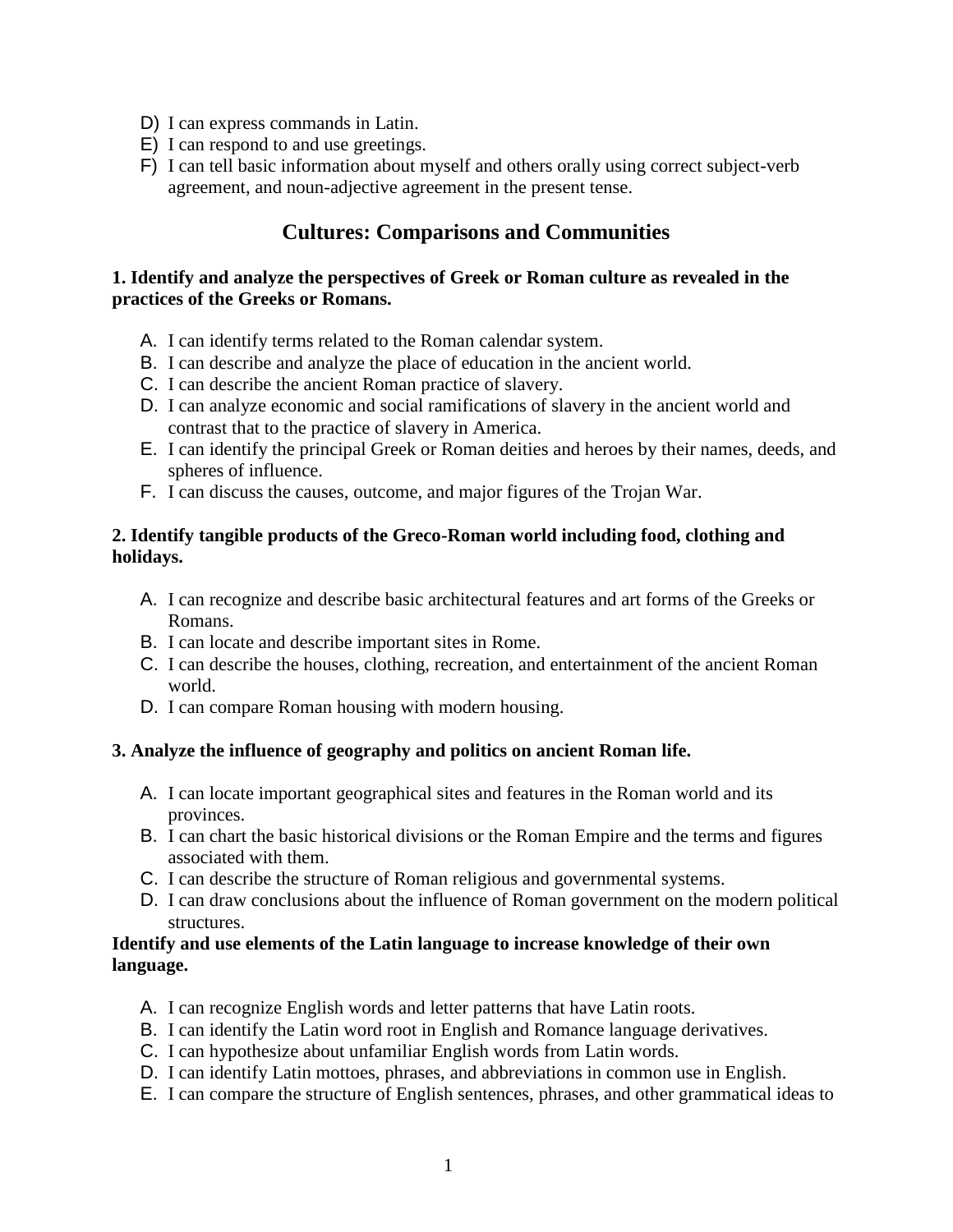D) I can express commands in Latin.
E) I can respond to and use greetings.
F) I can tell basic information about myself and others orally using correct subject-verb agreement, and noun-adjective agreement in the present tense.

## Cultures: Comparisons and Communities

**1. Identify and analyze the perspectives of Greek or Roman culture as revealed in the practices of the Greeks or Romans.**

A. I can identify terms related to the Roman calendar system.
B. I can describe and analyze the place of education in the ancient world.
C. I can describe the ancient Roman practice of slavery.
D. I can analyze economic and social ramifications of slavery in the ancient world and contrast that to the practice of slavery in America.
E. I can identify the principal Greek or Roman deities and heroes by their names, deeds, and spheres of influence.
F. I can discuss the causes, outcome, and major figures of the Trojan War.

**2. Identify tangible products of the Greco-Roman world including food, clothing and holidays.**

A. I can recognize and describe basic architectural features and art forms of the Greeks or Romans.
B. I can locate and describe important sites in Rome.
C. I can describe the houses, clothing, recreation, and entertainment of the ancient Roman world.
D. I can compare Roman housing with modern housing.

**3. Analyze the influence of geography and politics on ancient Roman life.**

A. I can locate important geographical sites and features in the Roman world and its provinces.
B. I can chart the basic historical divisions or the Roman Empire and the terms and figures associated with them.
C. I can describe the structure of Roman religious and governmental systems.
D. I can draw conclusions about the influence of Roman government on the modern political structures.

**Identify and use elements of the Latin language to increase knowledge of their own language.**

A. I can recognize English words and letter patterns that have Latin roots.
B. I can identify the Latin word root in English and Romance language derivatives.
C. I can hypothesize about unfamiliar English words from Latin words.
D. I can identify Latin mottoes, phrases, and abbreviations in common use in English.
E. I can compare the structure of English sentences, phrases, and other grammatical ideas to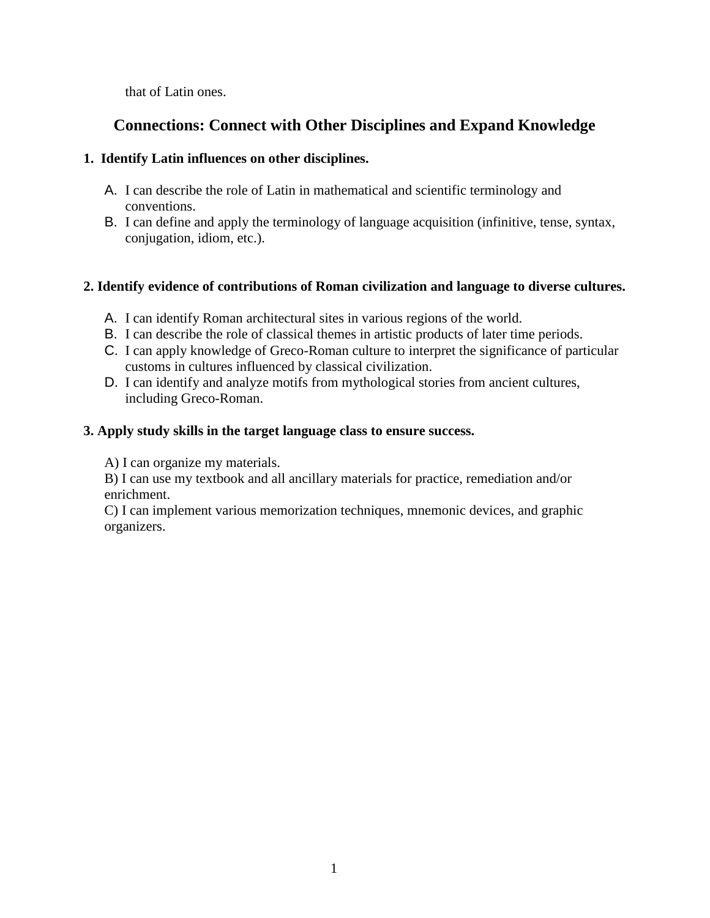that of Latin ones.

## Connections: Connect with Other Disciplines and Expand Knowledge

**1. Identify Latin influences on other disciplines.**

A. I can describe the role of Latin in mathematical and scientific terminology and conventions.
B. I can define and apply the terminology of language acquisition (infinitive, tense, syntax, conjugation, idiom, etc.).

**2. Identify evidence of contributions of Roman civilization and language to diverse cultures.**

A. I can identify Roman architectural sites in various regions of the world.
B. I can describe the role of classical themes in artistic products of later time periods.
C. I can apply knowledge of Greco-Roman culture to interpret the significance of particular customs in cultures influenced by classical civilization.
D. I can identify and analyze motifs from mythological stories from ancient cultures, including Greco-Roman.

**3. Apply study skills in the target language class to ensure success.**

A) I can organize my materials.
B) I can use my textbook and all ancillary materials for practice, remediation and/or enrichment.
C) I can implement various memorization techniques, mnemonic devices, and graphic organizers.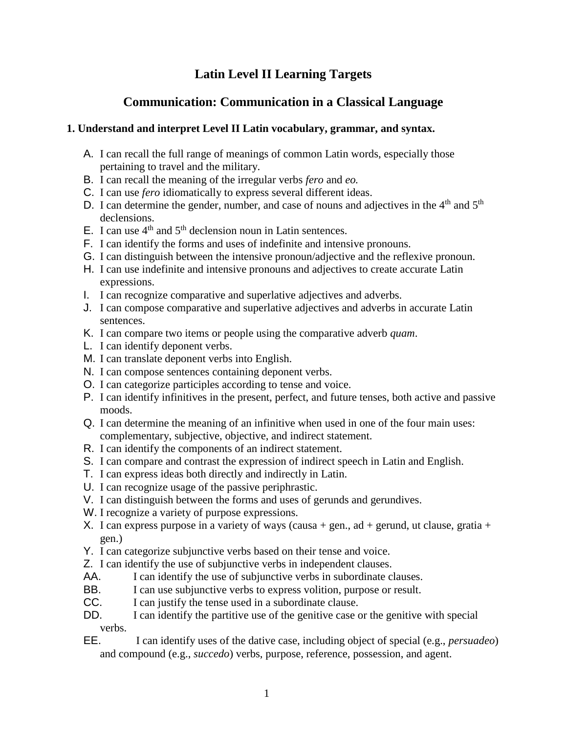# Latin Level II Learning Targets

## Communication: Communication in a Classical Language

### 1. Understand and interpret Level II Latin vocabulary, grammar, and syntax.

A. I can recall the full range of meanings of common Latin words, especially those pertaining to travel and the military.

B. I can recall the meaning of the irregular verbs *fero* and *eo.*

C. I can use *fero* idiomatically to express several different ideas.

D. I can determine the gender, number, and case of nouns and adjectives in the 4th and 5th declensions.

E. I can use 4th and 5th declension noun in Latin sentences.

F. I can identify the forms and uses of indefinite and intensive pronouns.

G. I can distinguish between the intensive pronoun/adjective and the reflexive pronoun.

H. I can use indefinite and intensive pronouns and adjectives to create accurate Latin expressions.

I. I can recognize comparative and superlative adjectives and adverbs.

J. I can compose comparative and superlative adjectives and adverbs in accurate Latin sentences.

K. I can compare two items or people using the comparative adverb *quam*.

L. I can identify deponent verbs.

M. I can translate deponent verbs into English.

N. I can compose sentences containing deponent verbs.

O. I can categorize participles according to tense and voice.

P. I can identify infinitives in the present, perfect, and future tenses, both active and passive moods.

Q. I can determine the meaning of an infinitive when used in one of the four main uses: complementary, subjective, objective, and indirect statement.

R. I can identify the components of an indirect statement.

S. I can compare and contrast the expression of indirect speech in Latin and English.

T. I can express ideas both directly and indirectly in Latin.

U. I can recognize usage of the passive periphrastic.

V. I can distinguish between the forms and uses of gerunds and gerundives.

W. I recognize a variety of purpose expressions.

X. I can express purpose in a variety of ways (causa + gen., ad + gerund, ut clause, gratia + gen.)

Y. I can categorize subjunctive verbs based on their tense and voice.

Z. I can identify the use of subjunctive verbs in independent clauses.

AA. I can identify the use of subjunctive verbs in subordinate clauses.

BB. I can use subjunctive verbs to express volition, purpose or result.

CC. I can justify the tense used in a subordinate clause.

DD. I can identify the partitive use of the genitive case or the genitive with special verbs.

EE. I can identify uses of the dative case, including object of special (e.g., *persuadeo*) and compound (e.g., *succedo*) verbs, purpose, reference, possession, and agent.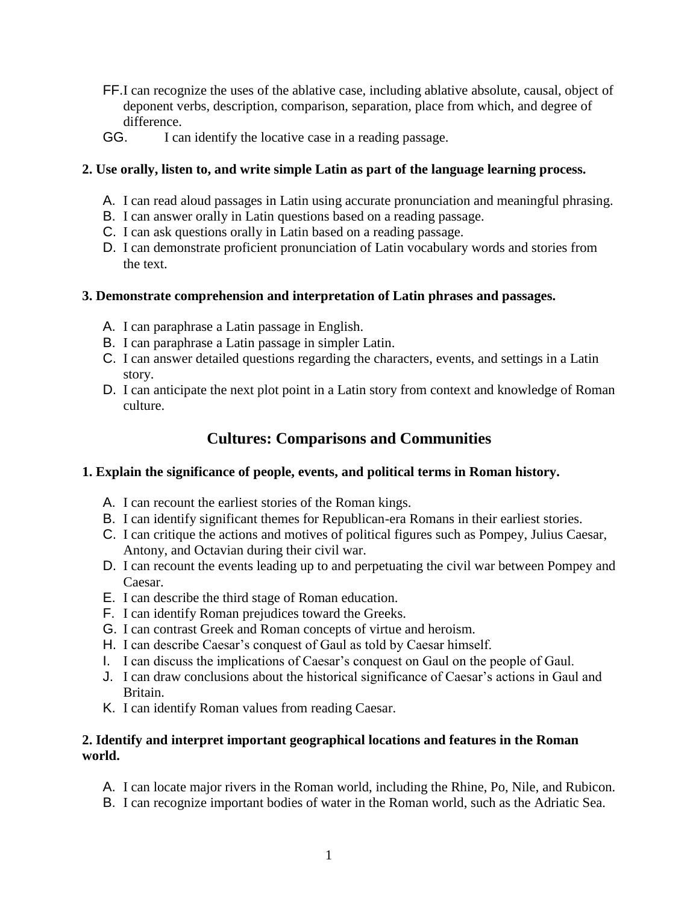FF. I can recognize the uses of the ablative case, including ablative absolute, causal, object of deponent verbs, description, comparison, separation, place from which, and degree of difference.

GG. I can identify the locative case in a reading passage.

**2. Use orally, listen to, and write simple Latin as part of the language learning process.**

A. I can read aloud passages in Latin using accurate pronunciation and meaningful phrasing.
B. I can answer orally in Latin questions based on a reading passage.
C. I can ask questions orally in Latin based on a reading passage.
D. I can demonstrate proficient pronunciation of Latin vocabulary words and stories from the text.

**3. Demonstrate comprehension and interpretation of Latin phrases and passages.**

A. I can paraphrase a Latin passage in English.
B. I can paraphrase a Latin passage in simpler Latin.
C. I can answer detailed questions regarding the characters, events, and settings in a Latin story.
D. I can anticipate the next plot point in a Latin story from context and knowledge of Roman culture.

## Cultures: Comparisons and Communities

**1. Explain the significance of people, events, and political terms in Roman history.**

A. I can recount the earliest stories of the Roman kings.
B. I can identify significant themes for Republican-era Romans in their earliest stories.
C. I can critique the actions and motives of political figures such as Pompey, Julius Caesar, Antony, and Octavian during their civil war.
D. I can recount the events leading up to and perpetuating the civil war between Pompey and Caesar.
E. I can describe the third stage of Roman education.
F. I can identify Roman prejudices toward the Greeks.
G. I can contrast Greek and Roman concepts of virtue and heroism.
H. I can describe Caesar's conquest of Gaul as told by Caesar himself.
I. I can discuss the implications of Caesar's conquest on Gaul on the people of Gaul.
J. I can draw conclusions about the historical significance of Caesar's actions in Gaul and Britain.
K. I can identify Roman values from reading Caesar.

**2. Identify and interpret important geographical locations and features in the Roman world.**

A. I can locate major rivers in the Roman world, including the Rhine, Po, Nile, and Rubicon.
B. I can recognize important bodies of water in the Roman world, such as the Adriatic Sea.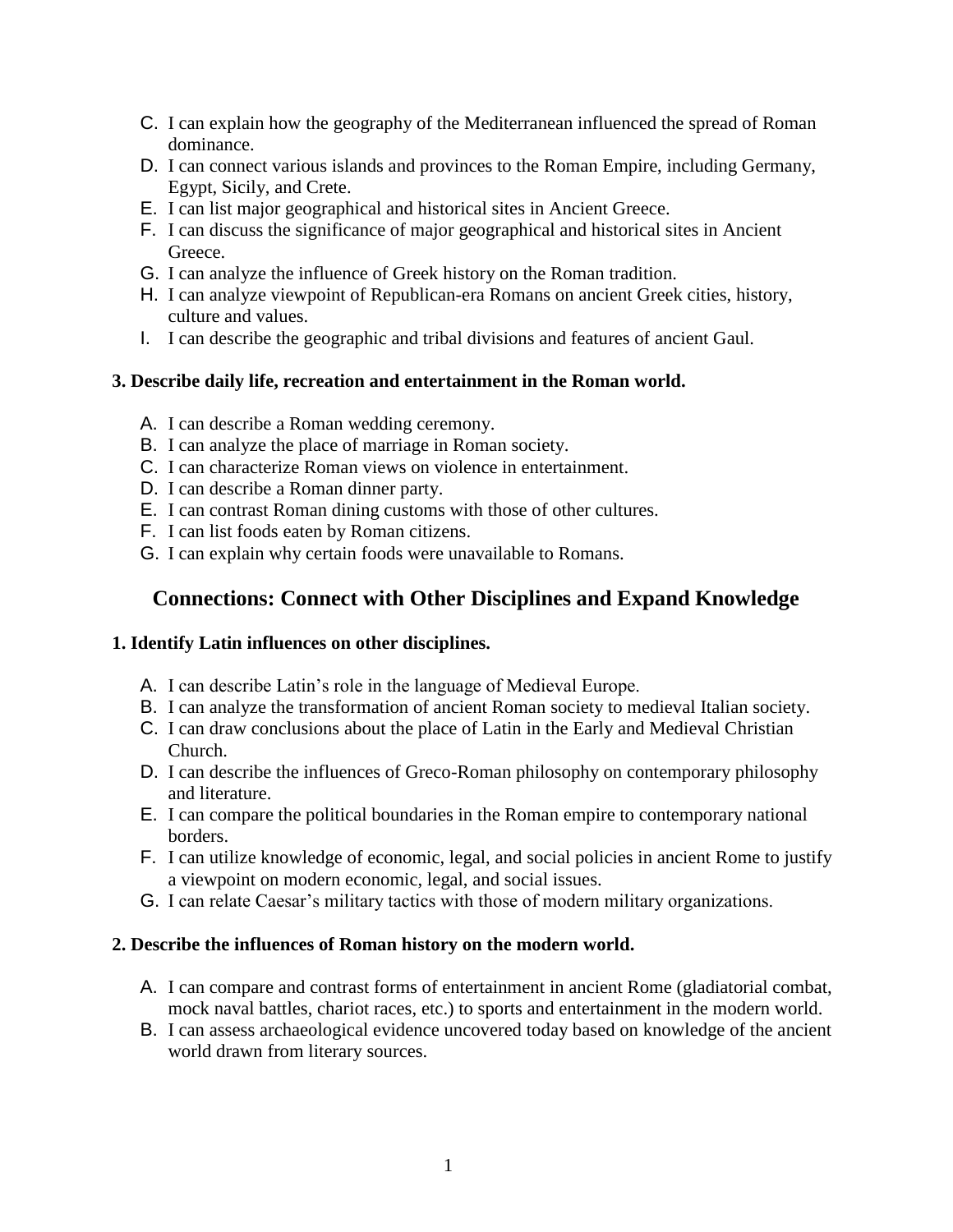C. I can explain how the geography of the Mediterranean influenced the spread of Roman dominance.
D. I can connect various islands and provinces to the Roman Empire, including Germany, Egypt, Sicily, and Crete.
E. I can list major geographical and historical sites in Ancient Greece.
F. I can discuss the significance of major geographical and historical sites in Ancient Greece.
G. I can analyze the influence of Greek history on the Roman tradition.
H. I can analyze viewpoint of Republican-era Romans on ancient Greek cities, history, culture and values.
I. I can describe the geographic and tribal divisions and features of ancient Gaul.

**3. Describe daily life, recreation and entertainment in the Roman world.**

A. I can describe a Roman wedding ceremony.
B. I can analyze the place of marriage in Roman society.
C. I can characterize Roman views on violence in entertainment.
D. I can describe a Roman dinner party.
E. I can contrast Roman dining customs with those of other cultures.
F. I can list foods eaten by Roman citizens.
G. I can explain why certain foods were unavailable to Romans.

## Connections: Connect with Other Disciplines and Expand Knowledge

**1. Identify Latin influences on other disciplines.**

A. I can describe Latin's role in the language of Medieval Europe.
B. I can analyze the transformation of ancient Roman society to medieval Italian society.
C. I can draw conclusions about the place of Latin in the Early and Medieval Christian Church.
D. I can describe the influences of Greco-Roman philosophy on contemporary philosophy and literature.
E. I can compare the political boundaries in the Roman empire to contemporary national borders.
F. I can utilize knowledge of economic, legal, and social policies in ancient Rome to justify a viewpoint on modern economic, legal, and social issues.
G. I can relate Caesar's military tactics with those of modern military organizations.

**2. Describe the influences of Roman history on the modern world.**

A. I can compare and contrast forms of entertainment in ancient Rome (gladiatorial combat, mock naval battles, chariot races, etc.) to sports and entertainment in the modern world.
B. I can assess archaeological evidence uncovered today based on knowledge of the ancient world drawn from literary sources.